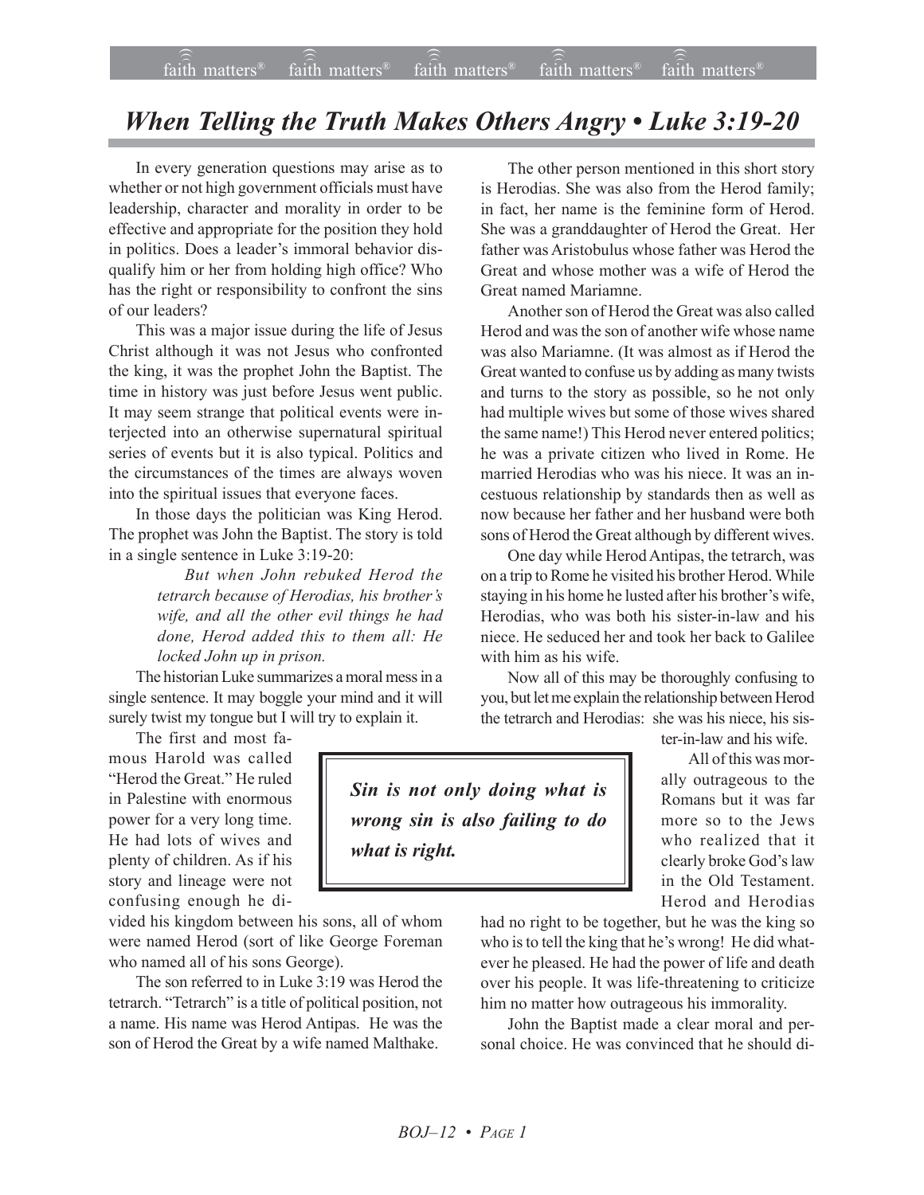# *When Telling the Truth Makes Others Angry • Luke 3:19-20*

In every generation questions may arise as to whether or not high government officials must have leadership, character and morality in order to be effective and appropriate for the position they hold in politics. Does a leader's immoral behavior disqualify him or her from holding high office? Who has the right or responsibility to confront the sins of our leaders?

This was a major issue during the life of Jesus Christ although it was not Jesus who confronted the king, it was the prophet John the Baptist. The time in history was just before Jesus went public. It may seem strange that political events were interjected into an otherwise supernatural spiritual series of events but it is also typical. Politics and the circumstances of the times are always woven into the spiritual issues that everyone faces.

In those days the politician was King Herod. The prophet was John the Baptist. The story is told in a single sentence in Luke 3:19-20:

> *But when John rebuked Herod the tetrarch because of Herodias, his brother's wife, and all the other evil things he had done, Herod added this to them all: He locked John up in prison.*

The historian Luke summarizes a moral mess in a single sentence. It may boggle your mind and it will surely twist my tongue but I will try to explain it.

The first and most famous Harold was called "Herod the Great." He ruled in Palestine with enormous power for a very long time. He had lots of wives and plenty of children. As if his story and lineage were not confusing enough he divided his kingdom between his sons, all of whom were named Herod (sort of like George Foreman who named all of his sons George).

The son referred to in Luke 3:19 was Herod the tetrarch. "Tetrarch" is a title of political position, not a name. His name was Herod Antipas. He was the son of Herod the Great by a wife named Malthake.

The other person mentioned in this short story is Herodias. She was also from the Herod family; in fact, her name is the feminine form of Herod. She was a granddaughter of Herod the Great. Her father was Aristobulus whose father was Herod the Great and whose mother was a wife of Herod the Great named Mariamne.

Another son of Herod the Great was also called Herod and was the son of another wife whose name was also Mariamne. (It was almost as if Herod the Great wanted to confuse us by adding as many twists and turns to the story as possible, so he not only had multiple wives but some of those wives shared the same name!) This Herod never entered politics; he was a private citizen who lived in Rome. He married Herodias who was his niece. It was an incestuous relationship by standards then as well as now because her father and her husband were both sons of Herod the Great although by different wives.

One day while Herod Antipas, the tetrarch, was on a trip to Rome he visited his brother Herod. While staying in his home he lusted after his brother's wife, Herodias, who was both his sister-in-law and his niece. He seduced her and took her back to Galilee with him as his wife.

Now all of this may be thoroughly confusing to you, but let me explain the relationship between Herod the tetrarch and Herodias: she was his niece, his sister-in-law and his wife.

> ***Sin is not only doing what is wrong sin is also failing to do what is right.***

All of this was morally outrageous to the Romans but it was far more so to the Jews who realized that it clearly broke God's law in the Old Testament. Herod and Herodias had no right to be together, but he was the king so who is to tell the king that he's wrong! He did whatever he pleased. He had the power of life and death over his people. It was life-threatening to criticize him no matter how outrageous his immorality.

John the Baptist made a clear moral and personal choice. He was convinced that he should di-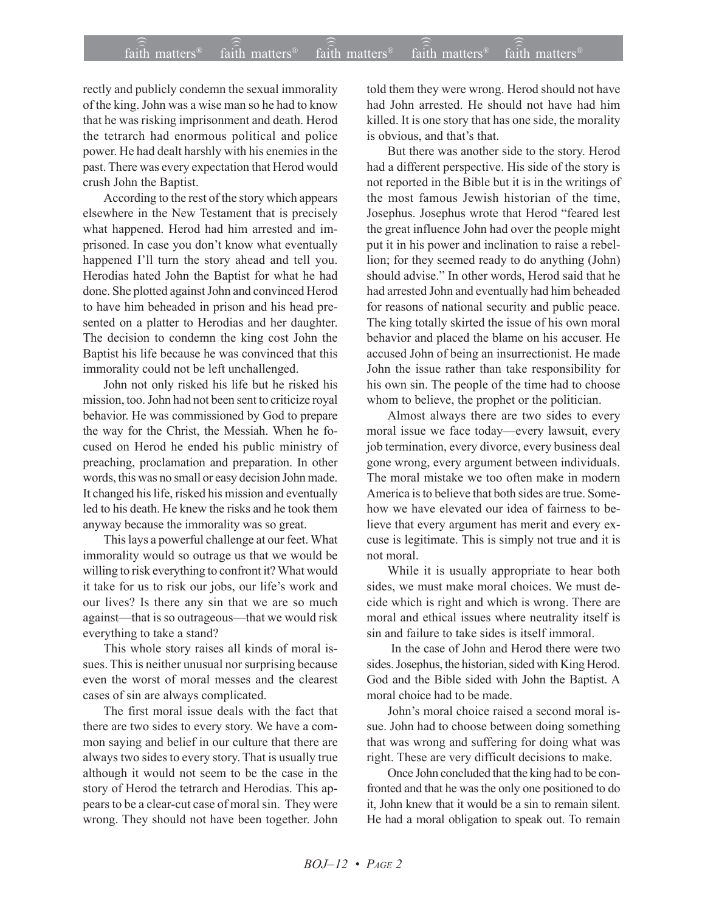rectly and publicly condemn the sexual immorality of the king. John was a wise man so he had to know that he was risking imprisonment and death. Herod the tetrarch had enormous political and police power. He had dealt harshly with his enemies in the past. There was every expectation that Herod would crush John the Baptist.

According to the rest of the story which appears elsewhere in the New Testament that is precisely what happened. Herod had him arrested and imprisoned. In case you don't know what eventually happened I'll turn the story ahead and tell you. Herodias hated John the Baptist for what he had done. She plotted against John and convinced Herod to have him beheaded in prison and his head presented on a platter to Herodias and her daughter. The decision to condemn the king cost John the Baptist his life because he was convinced that this immorality could not be left unchallenged.

John not only risked his life but he risked his mission, too. John had not been sent to criticize royal behavior. He was commissioned by God to prepare the way for the Christ, the Messiah. When he focused on Herod he ended his public ministry of preaching, proclamation and preparation. In other words, this was no small or easy decision John made. It changed his life, risked his mission and eventually led to his death. He knew the risks and he took them anyway because the immorality was so great.

This lays a powerful challenge at our feet. What immorality would so outrage us that we would be willing to risk everything to confront it? What would it take for us to risk our jobs, our life's work and our lives? Is there any sin that we are so much against—that is so outrageous—that we would risk everything to take a stand?

This whole story raises all kinds of moral issues. This is neither unusual nor surprising because even the worst of moral messes and the clearest cases of sin are always complicated.

The first moral issue deals with the fact that there are two sides to every story. We have a common saying and belief in our culture that there are always two sides to every story. That is usually true although it would not seem to be the case in the story of Herod the tetrarch and Herodias. This appears to be a clear-cut case of moral sin. They were wrong. They should not have been together. John told them they were wrong. Herod should not have had John arrested. He should not have had him killed. It is one story that has one side, the morality is obvious, and that's that.

But there was another side to the story. Herod had a different perspective. His side of the story is not reported in the Bible but it is in the writings of the most famous Jewish historian of the time, Josephus. Josephus wrote that Herod "feared lest the great influence John had over the people might put it in his power and inclination to raise a rebellion; for they seemed ready to do anything (John) should advise." In other words, Herod said that he had arrested John and eventually had him beheaded for reasons of national security and public peace. The king totally skirted the issue of his own moral behavior and placed the blame on his accuser. He accused John of being an insurrectionist. He made John the issue rather than take responsibility for his own sin. The people of the time had to choose whom to believe, the prophet or the politician.

Almost always there are two sides to every moral issue we face today—every lawsuit, every job termination, every divorce, every business deal gone wrong, every argument between individuals. The moral mistake we too often make in modern America is to believe that both sides are true. Somehow we have elevated our idea of fairness to believe that every argument has merit and every excuse is legitimate. This is simply not true and it is not moral.

While it is usually appropriate to hear both sides, we must make moral choices. We must decide which is right and which is wrong. There are moral and ethical issues where neutrality itself is sin and failure to take sides is itself immoral.

In the case of John and Herod there were two sides. Josephus, the historian, sided with King Herod. God and the Bible sided with John the Baptist. A moral choice had to be made.

John's moral choice raised a second moral issue. John had to choose between doing something that was wrong and suffering for doing what was right. These are very difficult decisions to make.

Once John concluded that the king had to be confronted and that he was the only one positioned to do it, John knew that it would be a sin to remain silent. He had a moral obligation to speak out. To remain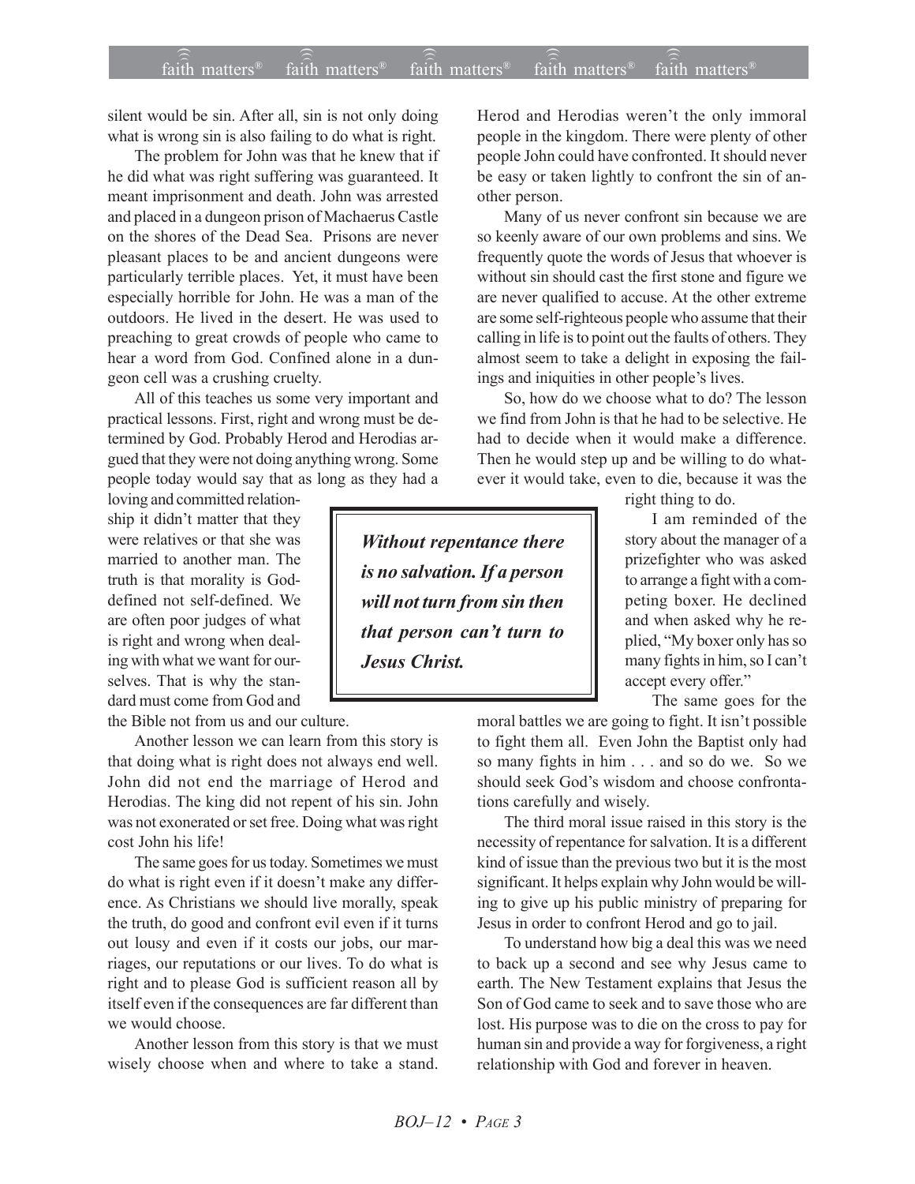silent would be sin. After all, sin is not only doing what is wrong sin is also failing to do what is right.

The problem for John was that he knew that if he did what was right suffering was guaranteed. It meant imprisonment and death. John was arrested and placed in a dungeon prison of Machaerus Castle on the shores of the Dead Sea. Prisons are never pleasant places to be and ancient dungeons were particularly terrible places. Yet, it must have been especially horrible for John. He was a man of the outdoors. He lived in the desert. He was used to preaching to great crowds of people who came to hear a word from God. Confined alone in a dungeon cell was a crushing cruelty.

All of this teaches us some very important and practical lessons. First, right and wrong must be determined by God. Probably Herod and Herodias argued that they were not doing anything wrong. Some people today would say that as long as they had a loving and committed relationship it didn't matter that they were relatives or that she was married to another man. The truth is that morality is God-defined not self-defined. We are often poor judges of what is right and wrong when dealing with what we want for ourselves. That is why the standard must come from God and the Bible not from us and our culture.

Another lesson we can learn from this story is that doing what is right does not always end well. John did not end the marriage of Herod and Herodias. The king did not repent of his sin. John was not exonerated or set free. Doing what was right cost John his life!

The same goes for us today. Sometimes we must do what is right even if it doesn't make any difference. As Christians we should live morally, speak the truth, do good and confront evil even if it turns out lousy and even if it costs our jobs, our marriages, our reputations or our lives. To do what is right and to please God is sufficient reason all by itself even if the consequences are far different than we would choose.

Another lesson from this story is that we must wisely choose when and where to take a stand. Herod and Herodias weren't the only immoral people in the kingdom. There were plenty of other people John could have confronted. It should never be easy or taken lightly to confront the sin of another person.

Many of us never confront sin because we are so keenly aware of our own problems and sins. We frequently quote the words of Jesus that whoever is without sin should cast the first stone and figure we are never qualified to accuse. At the other extreme are some self-righteous people who assume that their calling in life is to point out the faults of others. They almost seem to take a delight in exposing the failings and iniquities in other people's lives.

So, how do we choose what to do? The lesson we find from John is that he had to be selective. He had to decide when it would make a difference. Then he would step up and be willing to do whatever it would take, even to die, because it was the right thing to do.

> ***Without repentance there is no salvation. If a person will not turn from sin then that person can't turn to Jesus Christ.***

I am reminded of the story about the manager of a prizefighter who was asked to arrange a fight with a competing boxer. He declined and when asked why he replied, "My boxer only has so many fights in him, so I can't accept every offer."

The same goes for the moral battles we are going to fight. It isn't possible to fight them all. Even John the Baptist only had so many fights in him . . . and so do we. So we should seek God's wisdom and choose confrontations carefully and wisely.

The third moral issue raised in this story is the necessity of repentance for salvation. It is a different kind of issue than the previous two but it is the most significant. It helps explain why John would be willing to give up his public ministry of preparing for Jesus in order to confront Herod and go to jail.

To understand how big a deal this was we need to back up a second and see why Jesus came to earth. The New Testament explains that Jesus the Son of God came to seek and to save those who are lost. His purpose was to die on the cross to pay for human sin and provide a way for forgiveness, a right relationship with God and forever in heaven.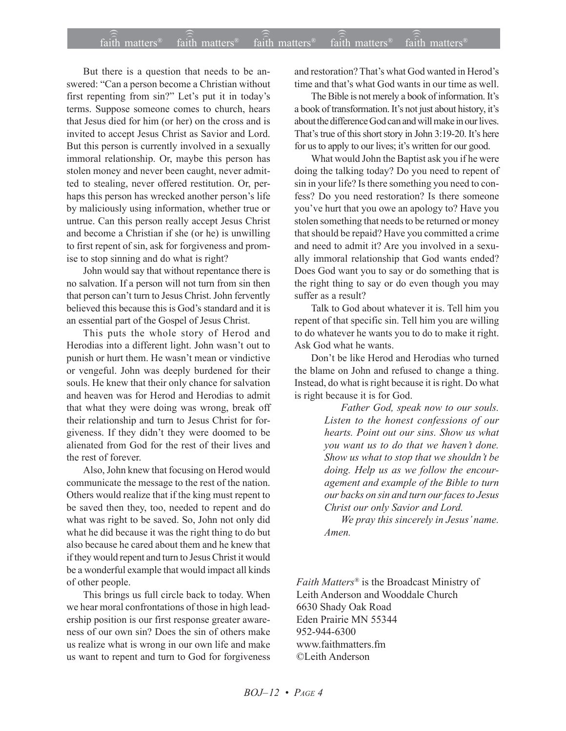But there is a question that needs to be answered: "Can a person become a Christian without first repenting from sin?" Let's put it in today's terms. Suppose someone comes to church, hears that Jesus died for him (or her) on the cross and is invited to accept Jesus Christ as Savior and Lord. But this person is currently involved in a sexually immoral relationship. Or, maybe this person has stolen money and never been caught, never admitted to stealing, never offered restitution. Or, perhaps this person has wrecked another person's life by maliciously using information, whether true or untrue. Can this person really accept Jesus Christ and become a Christian if she (or he) is unwilling to first repent of sin, ask for forgiveness and promise to stop sinning and do what is right?

John would say that without repentance there is no salvation. If a person will not turn from sin then that person can't turn to Jesus Christ. John fervently believed this because this is God's standard and it is an essential part of the Gospel of Jesus Christ.

This puts the whole story of Herod and Herodias into a different light. John wasn't out to punish or hurt them. He wasn't mean or vindictive or vengeful. John was deeply burdened for their souls. He knew that their only chance for salvation and heaven was for Herod and Herodias to admit that what they were doing was wrong, break off their relationship and turn to Jesus Christ for forgiveness. If they didn't they were doomed to be alienated from God for the rest of their lives and the rest of forever.

Also, John knew that focusing on Herod would communicate the message to the rest of the nation. Others would realize that if the king must repent to be saved then they, too, needed to repent and do what was right to be saved. So, John not only did what he did because it was the right thing to do but also because he cared about them and he knew that if they would repent and turn to Jesus Christ it would be a wonderful example that would impact all kinds of other people.

This brings us full circle back to today. When we hear moral confrontations of those in high leadership position is our first response greater awareness of our own sin? Does the sin of others make us realize what is wrong in our own life and make us want to repent and turn to God for forgiveness and restoration? That's what God wanted in Herod's time and that's what God wants in our time as well.

The Bible is not merely a book of information. It's a book of transformation. It's not just about history, it's about the difference God can and will make in our lives. That's true of this short story in John 3:19-20. It's here for us to apply to our lives; it's written for our good.

What would John the Baptist ask you if he were doing the talking today? Do you need to repent of sin in your life? Is there something you need to confess? Do you need restoration? Is there someone you've hurt that you owe an apology to? Have you stolen something that needs to be returned or money that should be repaid? Have you committed a crime and need to admit it? Are you involved in a sexually immoral relationship that God wants ended? Does God want you to say or do something that is the right thing to say or do even though you may suffer as a result?

Talk to God about whatever it is. Tell him you repent of that specific sin. Tell him you are willing to do whatever he wants you to do to make it right. Ask God what he wants.

Don't be like Herod and Herodias who turned the blame on John and refused to change a thing. Instead, do what is right because it is right. Do what is right because it is for God.

> *Father God, speak now to our souls. Listen to the honest confessions of our hearts. Point out our sins. Show us what you want us to do that we haven't done. Show us what to stop that we shouldn't be doing. Help us as we follow the encouragement and example of the Bible to turn our backs on sin and turn our faces to Jesus Christ our only Savior and Lord.*
>
> *We pray this sincerely in Jesus' name. Amen.*

*Faith Matters*® is the Broadcast Ministry of
Leith Anderson and Wooddale Church
6630 Shady Oak Road
Eden Prairie MN 55344
952-944-6300
www.faithmatters.fm
©Leith Anderson